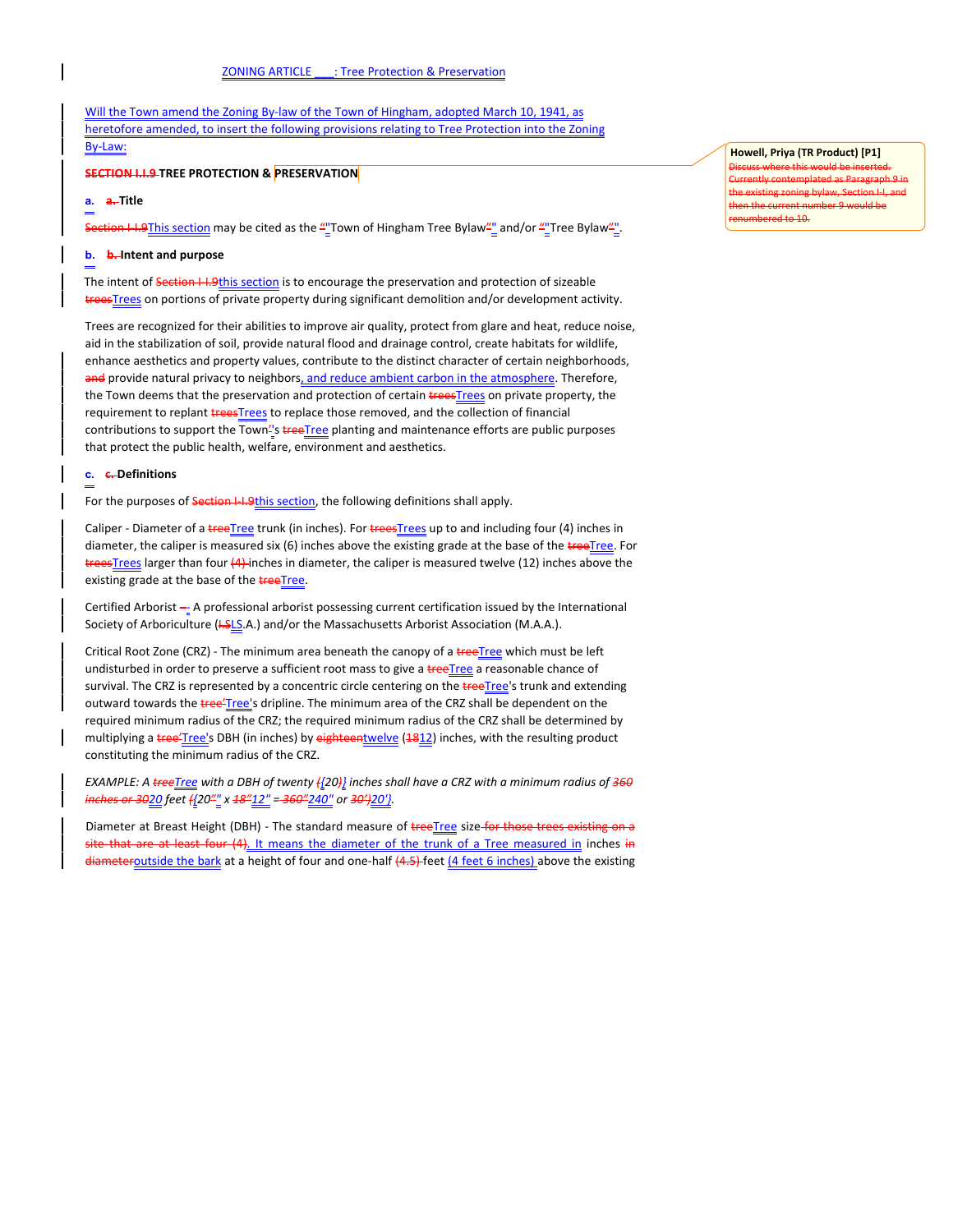ZONING ARTICLE ___: Tree Protection & Preservation

Will the Town amend the Zoning By-law of the Town of Hingham, adopted March 10, 1941, as heretofore amended, to insert the following provisions relating to Tree Protection into the Zoning By-Law:

**TREE PROTECTION & PRESERVATION**

**a. Title**

This section may be cited as the "Town of Hingham Tree Bylaw" and/or "Tree Bylaw".

**b. Intent and purpose**

The intent of this section is to encourage the preservation and protection of sizeable Trees on portions of private property during significant demolition and/or development activity.

Trees are recognized for their abilities to improve air quality, protect from glare and heat, reduce noise, aid in the stabilization of soil, provide natural flood and drainage control, create habitats for wildlife, enhance aesthetics and property values, contribute to the distinct character of certain neighborhoods, provide natural privacy to neighbors, and reduce ambient carbon in the atmosphere. Therefore, the Town deems that the preservation and protection of certain Trees on private property, the requirement to replant Trees to replace those removed, and the collection of financial contributions to support the Town's Tree planting and maintenance efforts are public purposes that protect the public health, welfare, environment and aesthetics.

**c. Definitions**

For the purposes of this section, the following definitions shall apply.

Caliper - Diameter of a Tree trunk (in inches). For Trees up to and including four (4) inches in diameter, the caliper is measured six (6) inches above the existing grade at the base of the Tree. For Trees larger than four inches in diameter, the caliper is measured twelve (12) inches above the existing grade at the base of the Tree.

Certified Arborist - A professional arborist possessing current certification issued by the International Society of Arboriculture (LS.A.) and/or the Massachusetts Arborist Association (M.A.A.).

Critical Root Zone (CRZ) - The minimum area beneath the canopy of a Tree which must be left undisturbed in order to preserve a sufficient root mass to give a Tree a reasonable chance of survival. The CRZ is represented by a concentric circle centering on the Tree's trunk and extending outward towards the Tree's dripline. The minimum area of the CRZ shall be dependent on the required minimum radius of the CRZ; the required minimum radius of the CRZ shall be determined by multiplying a Tree's DBH (in inches) by twelve (12) inches, with the resulting product constituting the minimum radius of the CRZ.

*EXAMPLE: A Tree with a DBH of twenty {20} inches shall have a CRZ with a minimum radius of 20 feet {20" x 12" = 240" or 20'}.*

Diameter at Breast Height (DBH) - The standard measure of Tree size. It means the diameter of the trunk of a Tree measured in inches outside the bark at a height of four and one-half feet (4 feet 6 inches) above the existing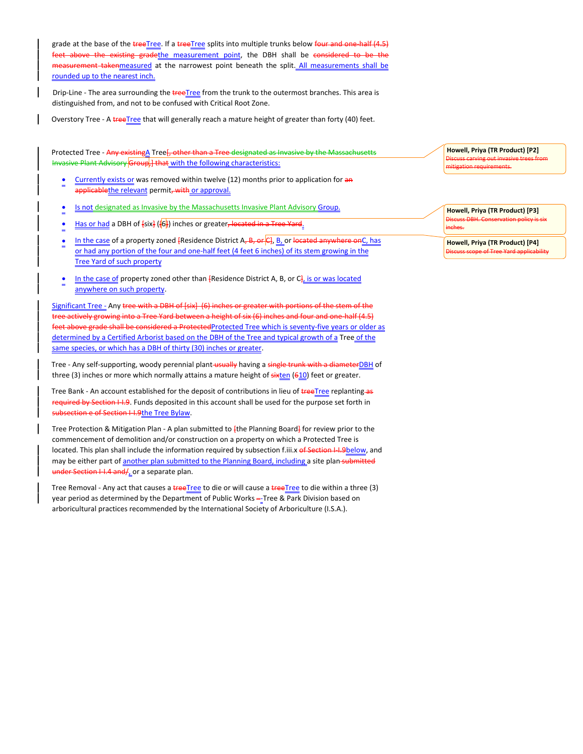grade at the base of the ~~tree~~Tree. If a ~~tree~~Tree splits into multiple trunks below ~~four and one-half (4.5) feet above the existing grade~~the measurement point, the DBH shall be ~~considered to be the measurement taken~~measured at the narrowest point beneath the split. All measurements shall be rounded up to the nearest inch.

Drip-Line - The area surrounding the ~~tree~~Tree from the trunk to the outermost branches. This area is distinguished from, and not to be confused with Critical Root Zone.

Overstory Tree - A ~~tree~~Tree that will generally reach a mature height of greater than forty (40) feet.

Protected Tree - ~~Any existing~~A Tree~~[, other than a Tree designated as Invasive by the Massachusetts Invasive Plant Advisory Group,] that~~ with the following characteristics:

> **Howell, Priya (TR Product) [P2]** ~~Discuss carving out invasive trees from mitigation requirements.~~

- Currently exists or was removed within twelve (12) months prior to application for ~~an applicable~~the relevant permit~~, with~~ or approval.
- Is not designated as Invasive by the Massachusetts Invasive Plant Advisory Group.
- Has or had a DBH of ~~[~~six~~]~~ (~~[~~6~~]~~) inches or greater~~, located in a Tree Yard~~.
- In the case of a property zoned ~~[~~Residence District A~~, B, or C]~~, B, or ~~located anywhere on~~C, has or had any portion of the four and one-half feet (4 feet 6 inches) of its stem growing in the Tree Yard of such property
- In the case of property zoned other than ~~[~~Residence District A, B, or C~~]~~, is or was located anywhere on such property.

> **Howell, Priya (TR Product) [P3]** ~~Discuss DBH. Conservation policy is six inches.~~

> **Howell, Priya (TR Product) [P4]** ~~Discuss scope of Tree Yard applicability~~

Significant Tree - Any ~~tree with a DBH of [six] (6) inches or greater with portions of the stem of the tree actively growing into a Tree Yard between a height of six (6) inches and four and one-half (4.5) feet above grade shall be considered a Protected~~Protected Tree which is seventy-five years or older as determined by a Certified Arborist based on the DBH of the Tree and typical growth of a Tree of the same species, or which has a DBH of thirty (30) inches or greater.

Tree - Any self-supporting, woody perennial plant ~~usually~~ having a ~~single trunk with a diameter~~DBH of three (3) inches or more which normally attains a mature height of ~~six~~ten (~~6~~10) feet or greater.

Tree Bank - An account established for the deposit of contributions in lieu of ~~tree~~Tree replanting ~~as required by Section I-I.9~~. Funds deposited in this account shall be used for the purpose set forth in ~~subsection e of Section I-I.9~~the Tree Bylaw.

Tree Protection & Mitigation Plan - A plan submitted to ~~[~~the Planning Board~~]~~ for review prior to the commencement of demolition and/or construction on a property on which a Protected Tree is located. This plan shall include the information required by subsection f.iii.x ~~of Section I-I.9~~below, and may be either part of another plan submitted to the Planning Board, including a site plan ~~submitted under Section I-I.4 and/~~, or a separate plan.

Tree Removal - Any act that causes a ~~tree~~Tree to die or will cause a ~~tree~~Tree to die within a three (3) year period as determined by the Department of Public Works ~~-~~ Tree & Park Division based on arboricultural practices recommended by the International Society of Arboriculture (I.S.A.).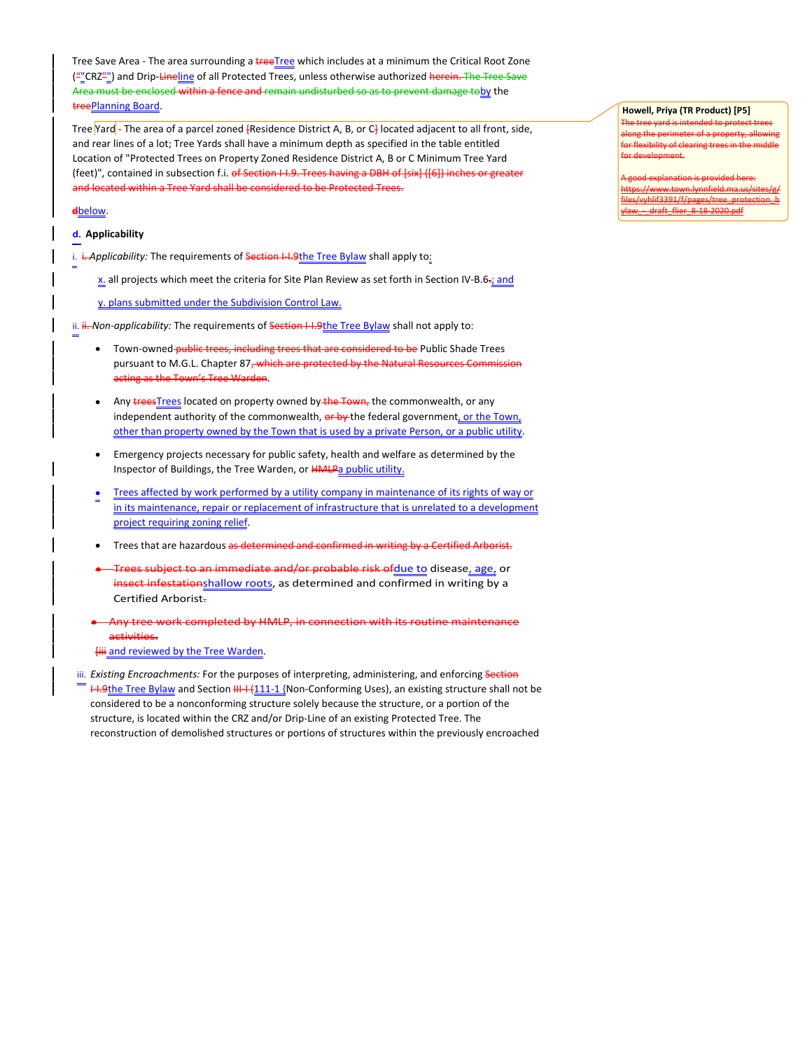Tree Save Area - The area surrounding a ~~tree~~Tree which includes at a minimum the Critical Root Zone (~~"~~"CRZ~~"~~") and Drip-~~Line~~line of all Protected Trees, unless otherwise authorized ~~herein. The Tree Save Area must be enclosed within a fence and remain undisturbed so as to prevent damage to~~by the ~~tree~~Planning Board.

Tree Yard - The area of a parcel zoned ~~[~~Residence District A, B, or C~~]~~ located adjacent to all front, side, and rear lines of a lot; Tree Yards shall have a minimum depth as specified in the table entitled Location of "Protected Trees on Property Zoned Residence District A, B or C Minimum Tree Yard (feet)", contained in subsection f.i. ~~of Section I-I.9. Trees having a DBH of [six] ([6]) inches or greater and located within a Tree Yard shall be considered to be Protected Trees.~~

~~d~~below.

**Howell, Priya (TR Product) [P5]**
~~The tree yard is intended to protect trees along the perimeter of a property, allowing for flexibility of clearing trees in the middle for development.~~

~~A good explanation is provided here: https://www.town.lynnfield.ma.us/sites/g/files/vyhlif3391/f/pages/tree_protection_bylaw_-_draft_flier_8-18-2020.pdf~~

**d. Applicability**

i. ~~i.~~ *Applicability:* The requirements of ~~Section I-I.9~~the Tree Bylaw shall apply to:

x. all projects which meet the criteria for Site Plan Review as set forth in Section IV-B.6~~.~~; and

y. plans submitted under the Subdivision Control Law.

ii. ~~ii.~~ *Non-applicability:* The requirements of ~~Section I-I.9~~the Tree Bylaw shall not apply to:

- Town-owned ~~public trees, including trees that are considered to be~~ Public Shade Trees pursuant to M.G.L. Chapter 87~~, which are protected by the Natural Resources Commission acting as the Town's Tree Warden~~.
- Any ~~trees~~Trees located on property owned by ~~the Town,~~ the commonwealth, or any independent authority of the commonwealth, ~~or by~~ the federal government, or the Town, other than property owned by the Town that is used by a private Person, or a public utility.
- Emergency projects necessary for public safety, health and welfare as determined by the Inspector of Buildings, the Tree Warden, or ~~HMLP~~a public utility.
- Trees affected by work performed by a utility company in maintenance of its rights of way or in its maintenance, repair or replacement of infrastructure that is unrelated to a development project requiring zoning relief.
- Trees that are hazardous ~~as determined and confirmed in writing by a Certified Arborist.~~
- ~~Trees subject to an immediate and/or probable risk of~~due to disease, age, or ~~insect infestation~~shallow roots, as determined and confirmed in writing by a Certified Arborist~~.~~
- ~~Any tree work completed by HMLP, in connection with its routine maintenance activities.~~

~~[iii~~ and reviewed by the Tree Warden.

iii. *Existing Encroachments:* For the purposes of interpreting, administering, and enforcing ~~Section I-I.9~~the Tree Bylaw and Section ~~III-I (~~111-1 (Non-Conforming Uses), an existing structure shall not be considered to be a nonconforming structure solely because the structure, or a portion of the structure, is located within the CRZ and/or Drip-Line of an existing Protected Tree. The reconstruction of demolished structures or portions of structures within the previously encroached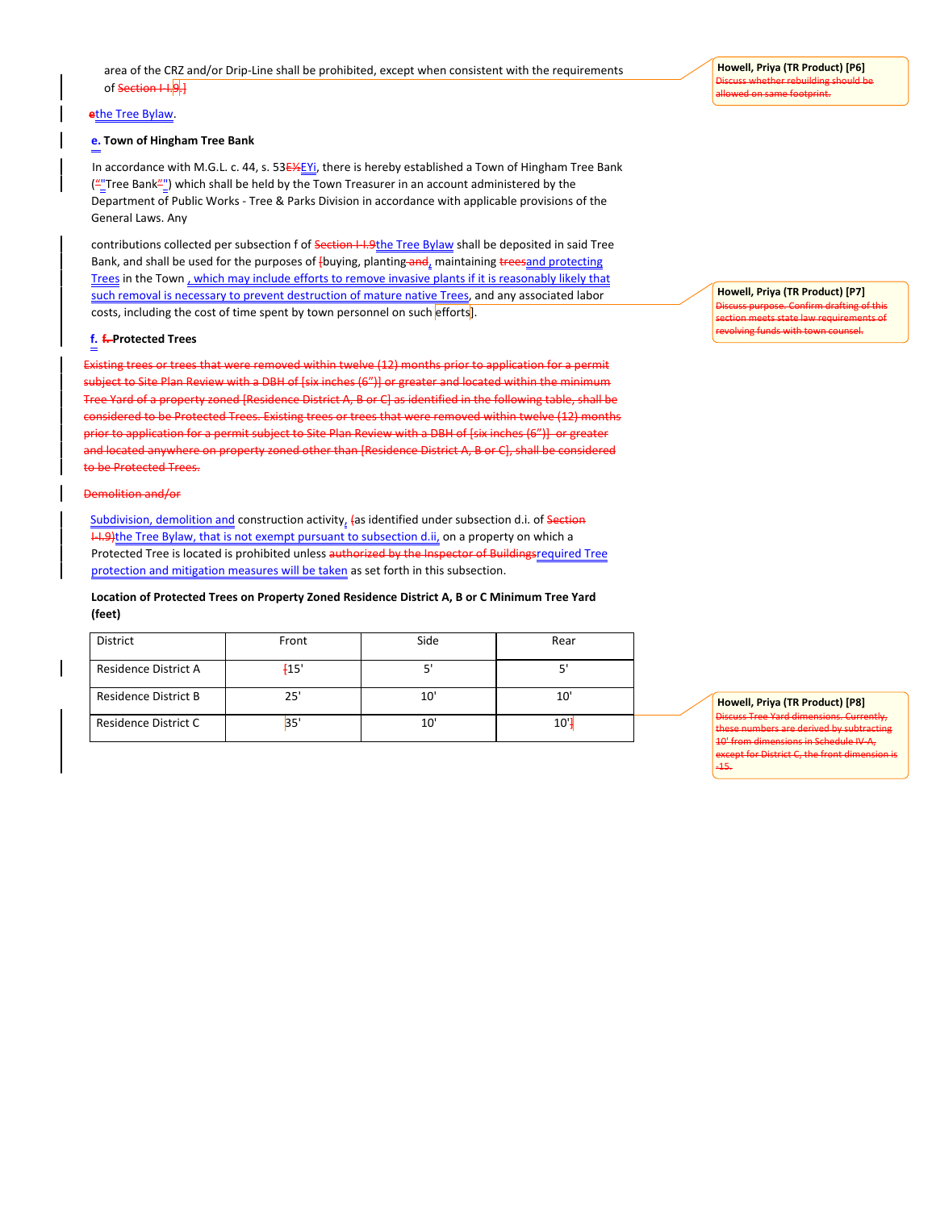area of the CRZ and/or Drip-Line shall be prohibited, except when consistent with the requirements of ~~Section I-I.9.]~~

~~e~~the Tree Bylaw.

**e. Town of Hingham Tree Bank**

In accordance with M.G.L. c. 44, s. 53~~E½~~EYi, there is hereby established a Town of Hingham Tree Bank (""Tree Bank"") which shall be held by the Town Treasurer in an account administered by the Department of Public Works - Tree & Parks Division in accordance with applicable provisions of the General Laws. Any

contributions collected per subsection f of ~~Section I-I.9~~the Tree Bylaw shall be deposited in said Tree Bank, and shall be used for the purposes of ~~[~~buying, planting ~~and~~, maintaining ~~trees~~and protecting Trees in the Town , which may include efforts to remove invasive plants if it is reasonably likely that such removal is necessary to prevent destruction of mature native Trees, and any associated labor costs, including the cost of time spent by town personnel on such efforts].

**f. ~~f.~~ Protected Trees**

~~Existing trees or trees that were removed within twelve (12) months prior to application for a permit subject to Site Plan Review with a DBH of [six inches (6")] or greater and located within the minimum Tree Yard of a property zoned [Residence District A, B or C] as identified in the following table, shall be considered to be Protected Trees. Existing trees or trees that were removed within twelve (12) months prior to application for a permit subject to Site Plan Review with a DBH of [six inches (6")] or greater and located anywhere on property zoned other than [Residence District A, B or C], shall be considered to be Protected Trees.~~

~~Demolition and/or~~

Subdivision, demolition and construction activity, ~~(~~as identified under subsection d.i. of ~~Section I-I.9)~~the Tree Bylaw, that is not exempt pursuant to subsection d.ii, on a property on which a Protected Tree is located is prohibited unless ~~authorized by the Inspector of Buildings~~required Tree protection and mitigation measures will be taken as set forth in this subsection.

**Location of Protected Trees on Property Zoned Residence District A, B or C Minimum Tree Yard (feet)**

| District | Front | Side | Rear |
|---|---|---|---|
| Residence District A | [15' | 5' | 5' |
| Residence District B | 25' | 10' | 10' |
| Residence District C | 35' | 10' | 10'] |

Howell, Priya (TR Product) [P6]: ~~Discuss whether rebuilding should be allowed on same footprint.~~

Howell, Priya (TR Product) [P7]: ~~Discuss purpose. Confirm drafting of this section meets state law requirements of revolving funds with town counsel.~~

Howell, Priya (TR Product) [P8]: ~~Discuss Tree Yard dimensions. Currently, these numbers are derived by subtracting 10' from dimensions in Schedule IV-A, except for District C, the front dimension is -15.~~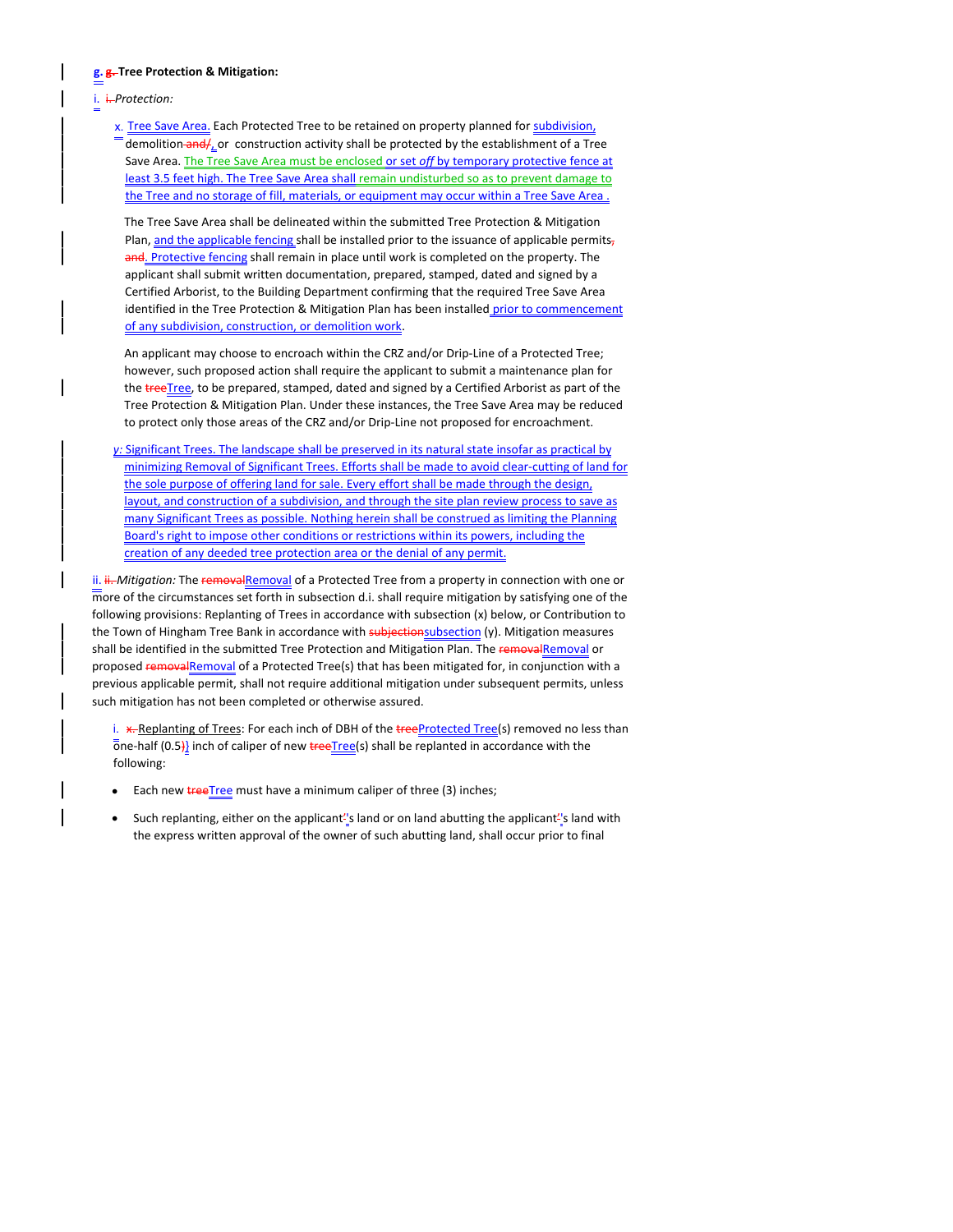**g. Tree Protection & Mitigation:**

i. *Protection:*

x. Tree Save Area. Each Protected Tree to be retained on property planned for subdivision, demolition, or construction activity shall be protected by the establishment of a Tree Save Area. The Tree Save Area must be enclosed or set *off* by temporary protective fence at least 3.5 feet high. The Tree Save Area shall remain undisturbed so as to prevent damage to the Tree and no storage of fill, materials, or equipment may occur within a Tree Save Area .

The Tree Save Area shall be delineated within the submitted Tree Protection & Mitigation Plan, and the applicable fencing shall be installed prior to the issuance of applicable permits. Protective fencing shall remain in place until work is completed on the property. The applicant shall submit written documentation, prepared, stamped, dated and signed by a Certified Arborist, to the Building Department confirming that the required Tree Save Area identified in the Tree Protection & Mitigation Plan has been installed prior to commencement of any subdivision, construction, or demolition work.

An applicant may choose to encroach within the CRZ and/or Drip-Line of a Protected Tree; however, such proposed action shall require the applicant to submit a maintenance plan for the Tree, to be prepared, stamped, dated and signed by a Certified Arborist as part of the Tree Protection & Mitigation Plan. Under these instances, the Tree Save Area may be reduced to protect only those areas of the CRZ and/or Drip-Line not proposed for encroachment.

*y:* Significant Trees. The landscape shall be preserved in its natural state insofar as practical by minimizing Removal of Significant Trees. Efforts shall be made to avoid clear-cutting of land for the sole purpose of offering land for sale. Every effort shall be made through the design, layout, and construction of a subdivision, and through the site plan review process to save as many Significant Trees as possible. Nothing herein shall be construed as limiting the Planning Board's right to impose other conditions or restrictions within its powers, including the creation of any deeded tree protection area or the denial of any permit.

ii. *Mitigation:* The Removal of a Protected Tree from a property in connection with one or more of the circumstances set forth in subsection d.i. shall require mitigation by satisfying one of the following provisions: Replanting of Trees in accordance with subsection (x) below, or Contribution to the Town of Hingham Tree Bank in accordance with subsection (y). Mitigation measures shall be identified in the submitted Tree Protection and Mitigation Plan. The Removal or proposed Removal of a Protected Tree(s) that has been mitigated for, in conjunction with a previous applicable permit, shall not require additional mitigation under subsequent permits, unless such mitigation has not been completed or otherwise assured.

i. Replanting of Trees: For each inch of DBH of the Protected Tree(s) removed no less than one-half (0.5) inch of caliper of new Tree(s) shall be replanted in accordance with the following:

- Each new Tree must have a minimum caliper of three (3) inches;
- Such replanting, either on the applicant's land or on land abutting the applicant's land with the express written approval of the owner of such abutting land, shall occur prior to final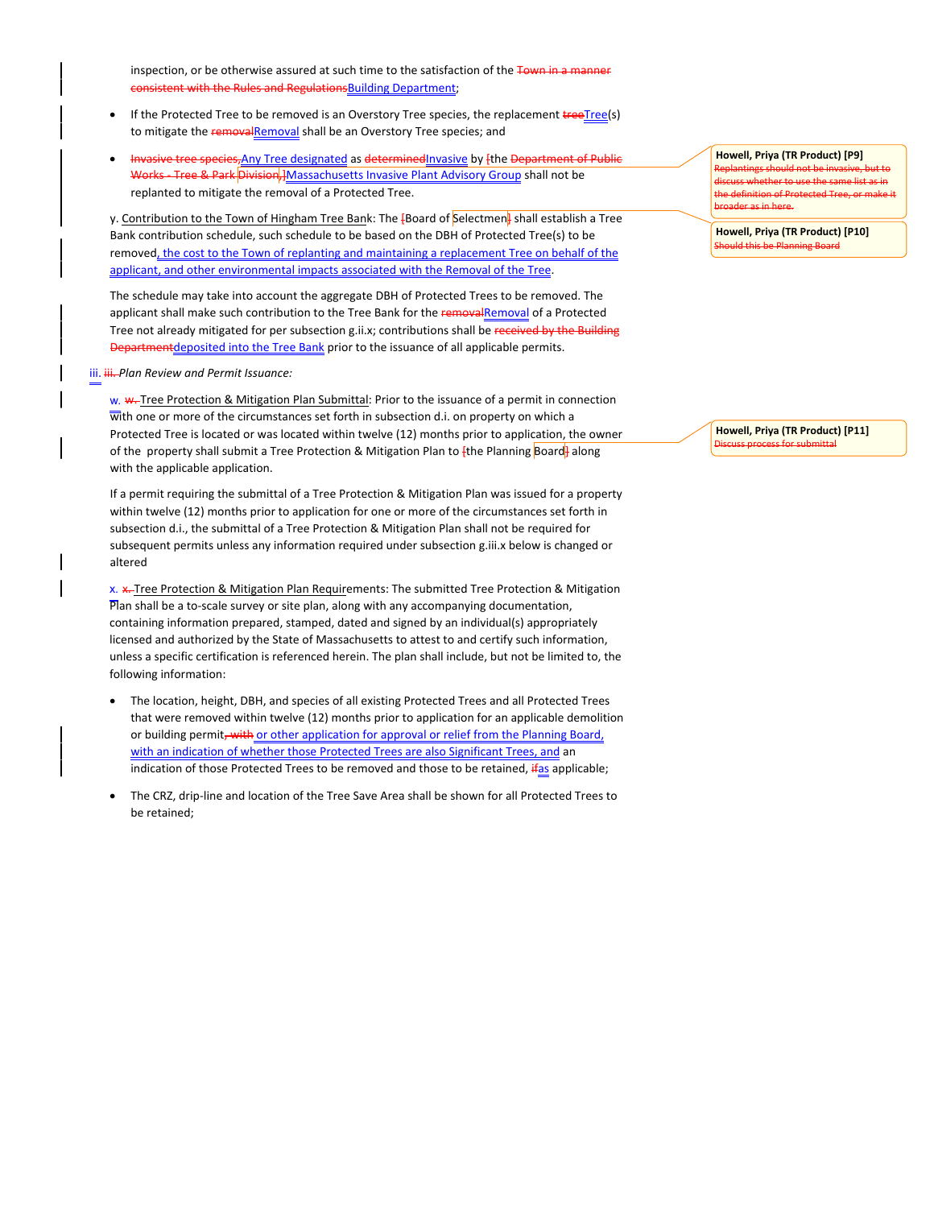inspection, or be otherwise assured at such time to the satisfaction of the ~~Town in a manner consistent with the Rules and Regulations~~Building Department;

- If the Protected Tree to be removed is an Overstory Tree species, the replacement ~~tree~~Tree(s) to mitigate the ~~removal~~Removal shall be an Overstory Tree species; and

- ~~Invasive tree species,~~Any Tree designated as ~~determined~~Invasive by [the ~~Department of Public Works - Tree & Park~~ Division,]Massachusetts Invasive Plant Advisory Group shall not be replanted to mitigate the removal of a Protected Tree.

y. Contribution to the Town of Hingham Tree Bank: The [Board of Selectmen] shall establish a Tree Bank contribution schedule, such schedule to be based on the DBH of Protected Tree(s) to be removed, the cost to the Town of replanting and maintaining a replacement Tree on behalf of the applicant, and other environmental impacts associated with the Removal of the Tree.

The schedule may take into account the aggregate DBH of Protected Trees to be removed. The applicant shall make such contribution to the Tree Bank for the ~~removal~~Removal of a Protected Tree not already mitigated for per subsection g.ii.x; contributions shall be ~~received by the Building Department~~deposited into the Tree Bank prior to the issuance of all applicable permits.

iii. ~~iii.~~ *Plan Review and Permit Issuance:*

w. ~~w.~~ Tree Protection & Mitigation Plan Submittal: Prior to the issuance of a permit in connection with one or more of the circumstances set forth in subsection d.i. on property on which a Protected Tree is located or was located within twelve (12) months prior to application, the owner of the property shall submit a Tree Protection & Mitigation Plan to [the Planning Board] along with the applicable application.

If a permit requiring the submittal of a Tree Protection & Mitigation Plan was issued for a property within twelve (12) months prior to application for one or more of the circumstances set forth in subsection d.i., the submittal of a Tree Protection & Mitigation Plan shall not be required for subsequent permits unless any information required under subsection g.iii.x below is changed or altered

x. ~~x.~~ Tree Protection & Mitigation Plan Requirements: The submitted Tree Protection & Mitigation Plan shall be a to-scale survey or site plan, along with any accompanying documentation, containing information prepared, stamped, dated and signed by an individual(s) appropriately licensed and authorized by the State of Massachusetts to attest to and certify such information, unless a specific certification is referenced herein. The plan shall include, but not be limited to, the following information:

- The location, height, DBH, and species of all existing Protected Trees and all Protected Trees that were removed within twelve (12) months prior to application for an applicable demolition or building permit~~, with~~ or other application for approval or relief from the Planning Board, with an indication of whether those Protected Trees are also Significant Trees, and an indication of those Protected Trees to be removed and those to be retained, ~~if~~as applicable;

- The CRZ, drip-line and location of the Tree Save Area shall be shown for all Protected Trees to be retained;

Howell, Priya (TR Product) [P9] ~~Replantings should not be invasive, but to discuss whether to use the same list as in the definition of Protected Tree, or make it broader as in here.~~

Howell, Priya (TR Product) [P10] ~~Should this be Planning Board~~

Howell, Priya (TR Product) [P11] ~~Discuss process for submittal~~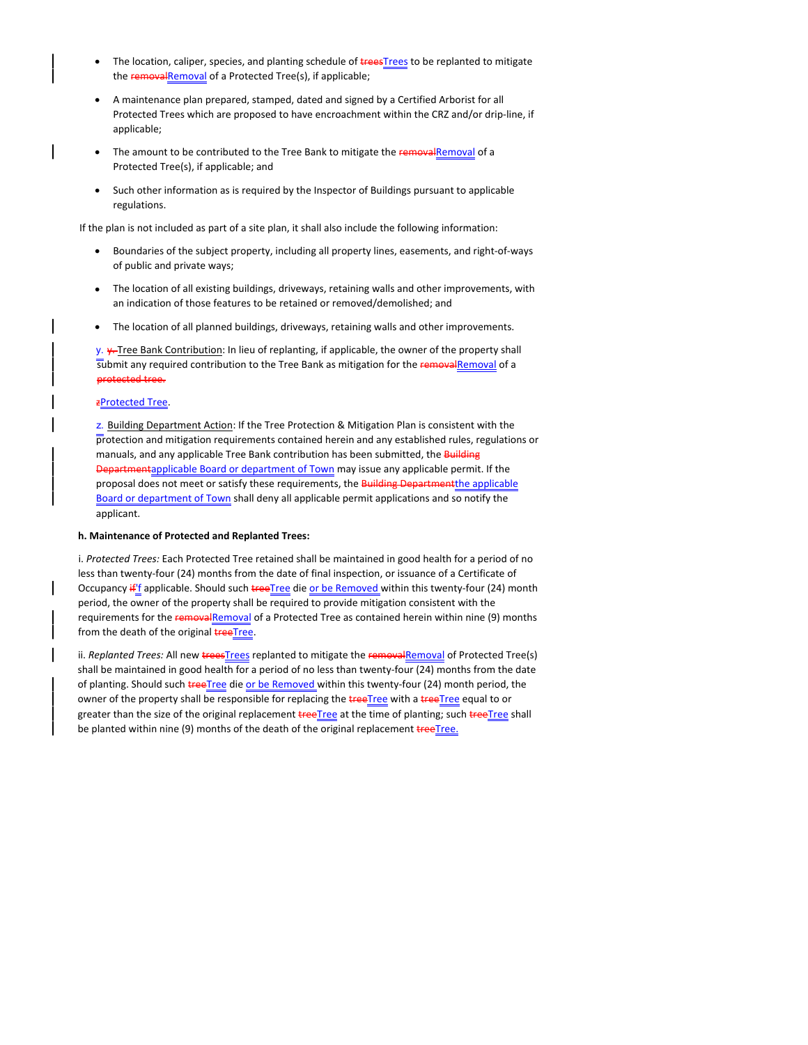- The location, caliper, species, and planting schedule of ~~trees~~Trees to be replanted to mitigate the ~~removal~~Removal of a Protected Tree(s), if applicable;

- A maintenance plan prepared, stamped, dated and signed by a Certified Arborist for all Protected Trees which are proposed to have encroachment within the CRZ and/or drip-line, if applicable;

- The amount to be contributed to the Tree Bank to mitigate the ~~removal~~Removal of a Protected Tree(s), if applicable; and

- Such other information as is required by the Inspector of Buildings pursuant to applicable regulations.

If the plan is not included as part of a site plan, it shall also include the following information:

- Boundaries of the subject property, including all property lines, easements, and right-of-ways of public and private ways;

- The location of all existing buildings, driveways, retaining walls and other improvements, with an indication of those features to be retained or removed/demolished; and

- The location of all planned buildings, driveways, retaining walls and other improvements.

y. ~~y.~~ Tree Bank Contribution: In lieu of replanting, if applicable, the owner of the property shall submit any required contribution to the Tree Bank as mitigation for the ~~removal~~Removal of a ~~protected tree.~~

~~z~~Protected Tree.

z. Building Department Action: If the Tree Protection & Mitigation Plan is consistent with the protection and mitigation requirements contained herein and any established rules, regulations or manuals, and any applicable Tree Bank contribution has been submitted, the ~~Building Department~~applicable Board or department of Town may issue any applicable permit. If the proposal does not meet or satisfy these requirements, the ~~Building Department~~the applicable Board or department of Town shall deny all applicable permit applications and so notify the applicant.

**h. Maintenance of Protected and Replanted Trees:**

i. *Protected Trees:* Each Protected Tree retained shall be maintained in good health for a period of no less than twenty-four (24) months from the date of final inspection, or issuance of a Certificate of Occupancy ~~if~~'f applicable. Should such ~~tree~~Tree die or be Removed within this twenty-four (24) month period, the owner of the property shall be required to provide mitigation consistent with the requirements for the ~~removal~~Removal of a Protected Tree as contained herein within nine (9) months from the death of the original ~~tree~~Tree.

ii. *Replanted Trees:* All new ~~trees~~Trees replanted to mitigate the ~~removal~~Removal of Protected Tree(s) shall be maintained in good health for a period of no less than twenty-four (24) months from the date of planting. Should such ~~tree~~Tree die or be Removed within this twenty-four (24) month period, the owner of the property shall be responsible for replacing the ~~tree~~Tree with a ~~tree~~Tree equal to or greater than the size of the original replacement ~~tree~~Tree at the time of planting; such ~~tree~~Tree shall be planted within nine (9) months of the death of the original replacement ~~tree~~Tree.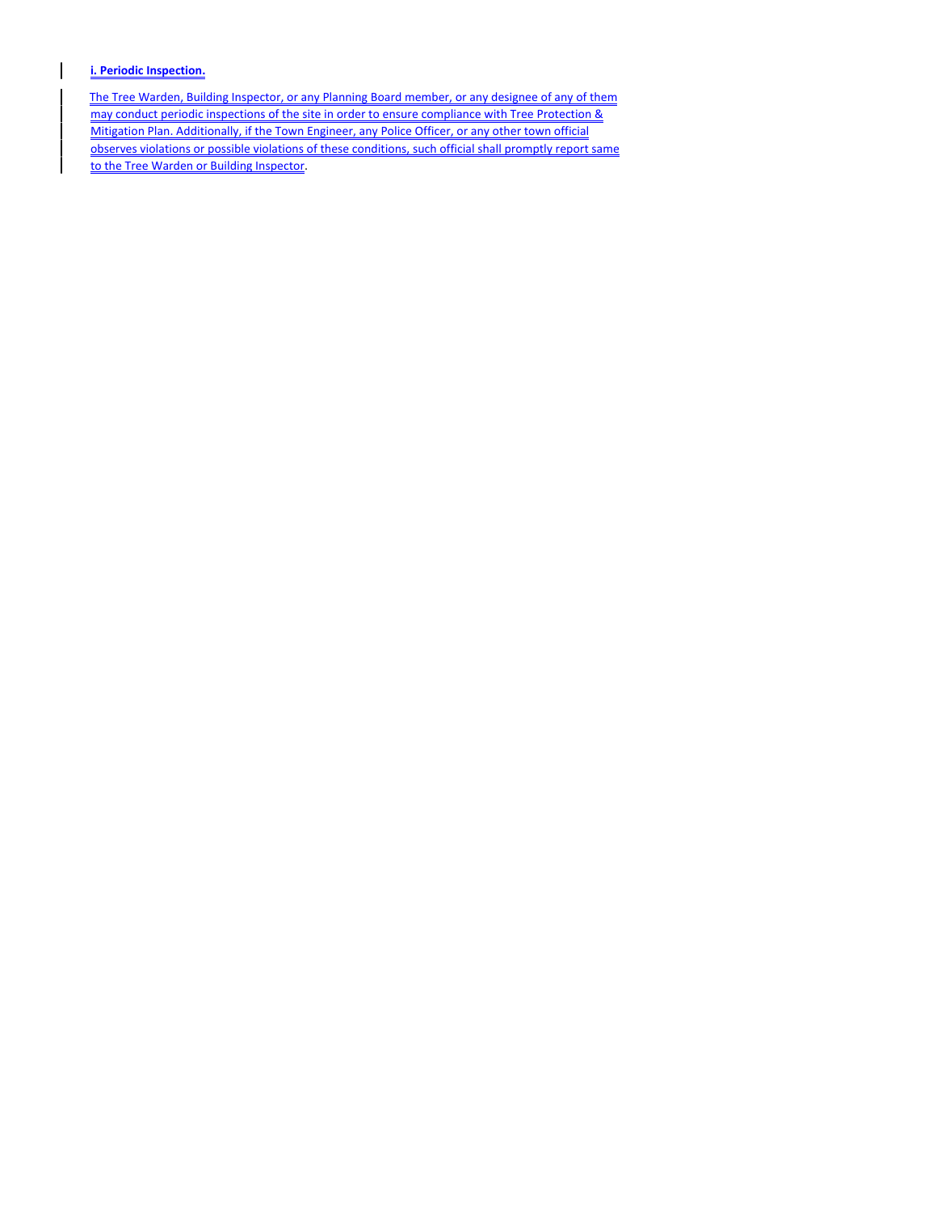**i. Periodic Inspection.**

The Tree Warden, Building Inspector, or any Planning Board member, or any designee of any of them may conduct periodic inspections of the site in order to ensure compliance with Tree Protection & Mitigation Plan. Additionally, if the Town Engineer, any Police Officer, or any other town official observes violations or possible violations of these conditions, such official shall promptly report same to the Tree Warden or Building Inspector.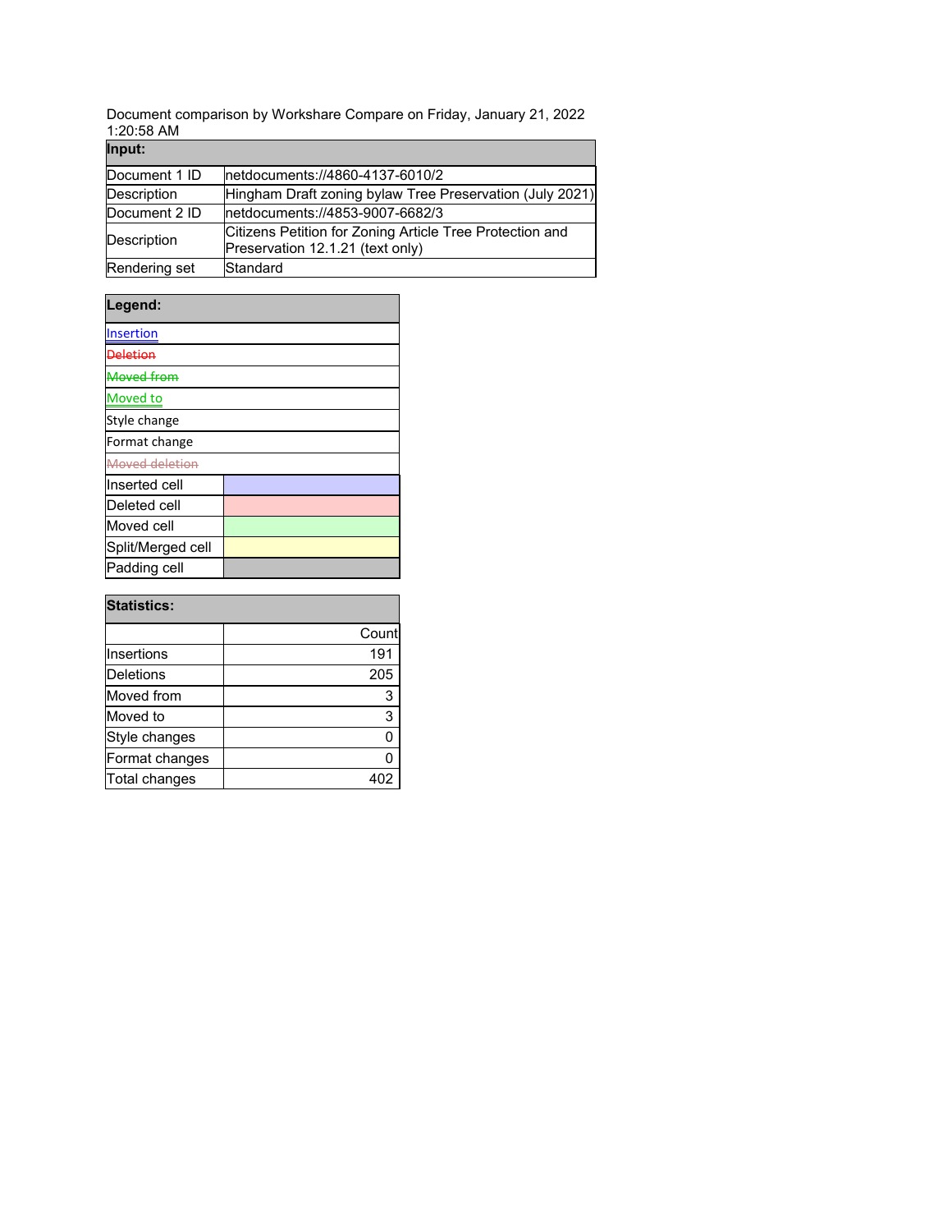Document comparison by Workshare Compare on Friday, January 21, 2022 1:20:58 AM

| Input: | |
|---|---|
| Document 1 ID | netdocuments://4860-4137-6010/2 |
| Description | Hingham Draft zoning bylaw Tree Preservation (July 2021) |
| Document 2 ID | netdocuments://4853-9007-6682/3 |
| Description | Citizens Petition for Zoning Article Tree Protection and Preservation 12.1.21 (text only) |
| Rendering set | Standard |

| Legend: | |
|---|---|
| Insertion | |
| ~~Deletion~~ | |
| ~~Moved from~~ | |
| Moved to | |
| Style change | |
| Format change | |
| ~~Moved deletion~~ | |
| Inserted cell | |
| Deleted cell | |
| Moved cell | |
| Split/Merged cell | |
| Padding cell | |

| Statistics: | |
|---|---|
| | Count |
| Insertions | 191 |
| Deletions | 205 |
| Moved from | 3 |
| Moved to | 3 |
| Style changes | 0 |
| Format changes | 0 |
| Total changes | 402 |